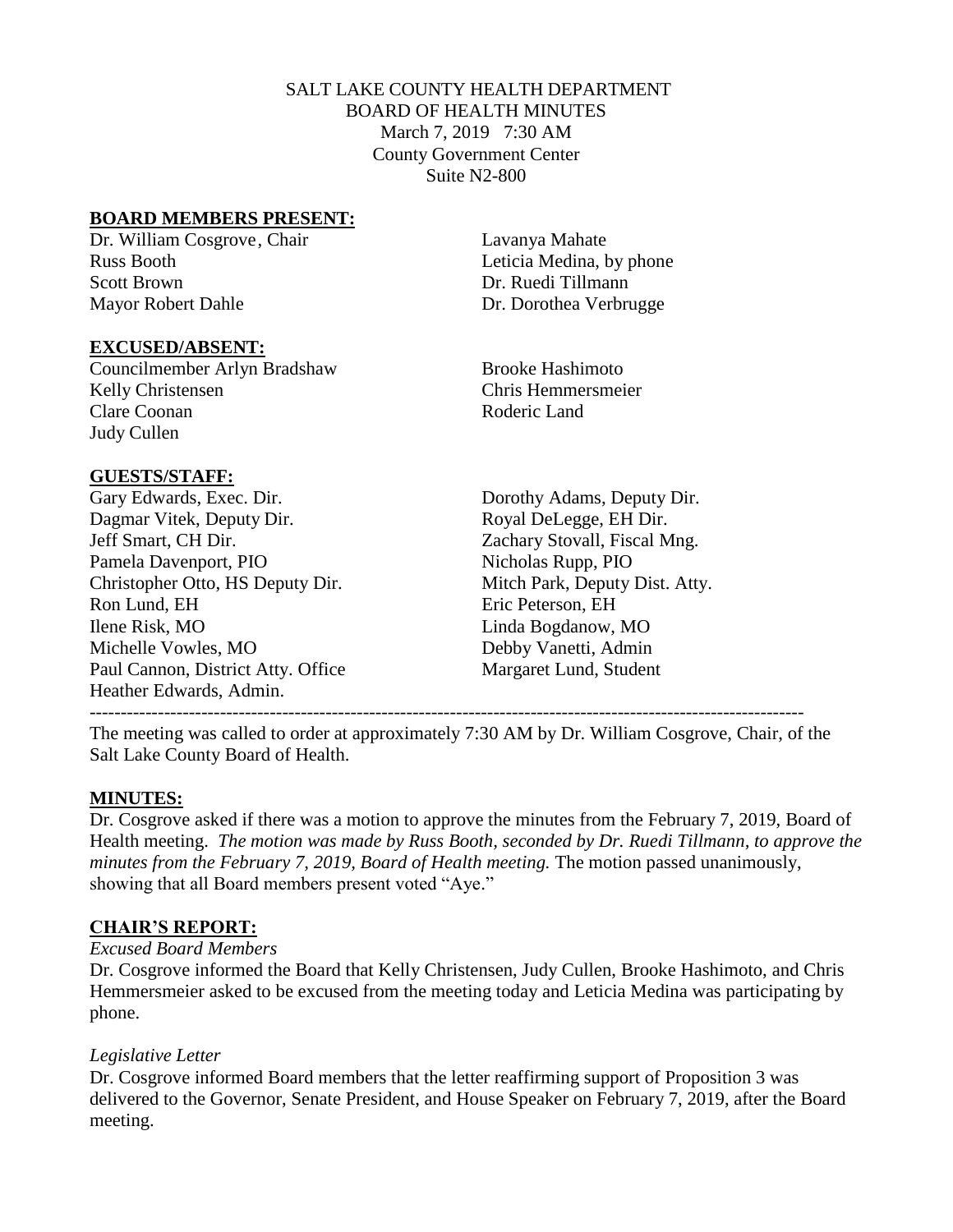SALT LAKE COUNTY HEALTH DEPARTMENT
BOARD OF HEALTH MINUTES
March 7, 2019 7:30 AM
County Government Center
Suite N2-800

## BOARD MEMBERS PRESENT:

Dr. William Cosgrove, Chair
Russ Booth
Scott Brown
Mayor Robert Dahle
Lavanya Mahate
Leticia Medina, by phone
Dr. Ruedi Tillmann
Dr. Dorothea Verbrugge

## EXCUSED/ABSENT:

Councilmember Arlyn Bradshaw
Kelly Christensen
Clare Coonan
Judy Cullen
Brooke Hashimoto
Chris Hemmersmeier
Roderic Land

## GUESTS/STAFF:

Gary Edwards, Exec. Dir.
Dagmar Vitek, Deputy Dir.
Jeff Smart, CH Dir.
Pamela Davenport, PIO
Christopher Otto, HS Deputy Dir.
Ron Lund, EH
Ilene Risk, MO
Michelle Vowles, MO
Paul Cannon, District Atty. Office
Heather Edwards, Admin.
Dorothy Adams, Deputy Dir.
Royal DeLegge, EH Dir.
Zachary Stovall, Fiscal Mng.
Nicholas Rupp, PIO
Mitch Park, Deputy Dist. Atty.
Eric Peterson, EH
Linda Bogdanow, MO
Debby Vanetti, Admin
Margaret Lund, Student

---

The meeting was called to order at approximately 7:30 AM by Dr. William Cosgrove, Chair, of the Salt Lake County Board of Health.

## MINUTES:

Dr. Cosgrove asked if there was a motion to approve the minutes from the February 7, 2019, Board of Health meeting. *The motion was made by Russ Booth, seconded by Dr. Ruedi Tillmann, to approve the minutes from the February 7, 2019, Board of Health meeting.* The motion passed unanimously, showing that all Board members present voted "Aye."

## CHAIR'S REPORT:

*Excused Board Members*

Dr. Cosgrove informed the Board that Kelly Christensen, Judy Cullen, Brooke Hashimoto, and Chris Hemmersmeier asked to be excused from the meeting today and Leticia Medina was participating by phone.

*Legislative Letter*

Dr. Cosgrove informed Board members that the letter reaffirming support of Proposition 3 was delivered to the Governor, Senate President, and House Speaker on February 7, 2019, after the Board meeting.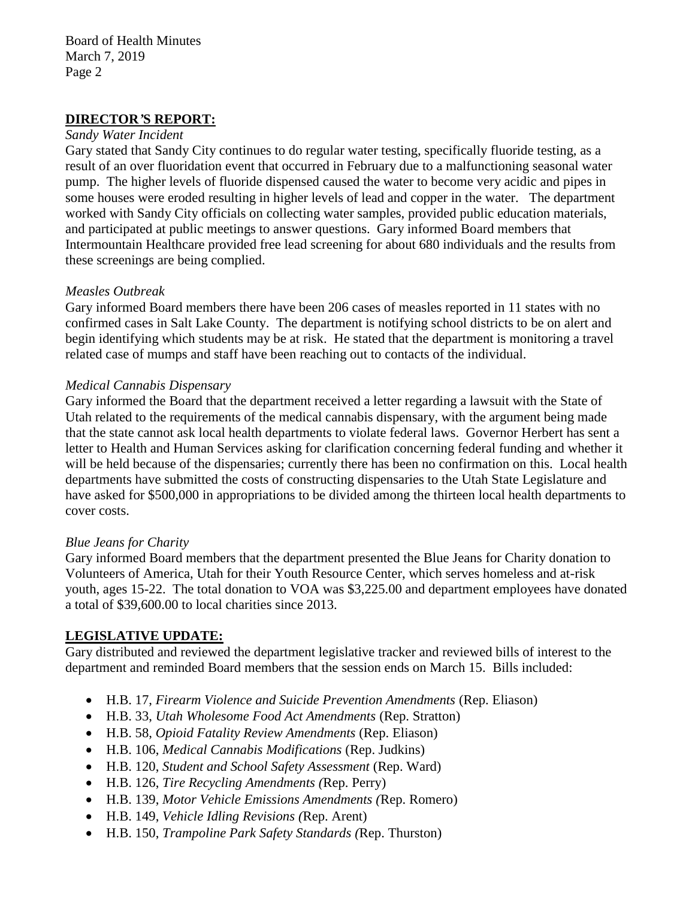## DIRECTOR'S REPORT:

*Sandy Water Incident*

Gary stated that Sandy City continues to do regular water testing, specifically fluoride testing, as a result of an over fluoridation event that occurred in February due to a malfunctioning seasonal water pump. The higher levels of fluoride dispensed caused the water to become very acidic and pipes in some houses were eroded resulting in higher levels of lead and copper in the water. The department worked with Sandy City officials on collecting water samples, provided public education materials, and participated at public meetings to answer questions. Gary informed Board members that Intermountain Healthcare provided free lead screening for about 680 individuals and the results from these screenings are being complied.

*Measles Outbreak*

Gary informed Board members there have been 206 cases of measles reported in 11 states with no confirmed cases in Salt Lake County. The department is notifying school districts to be on alert and begin identifying which students may be at risk. He stated that the department is monitoring a travel related case of mumps and staff have been reaching out to contacts of the individual.

*Medical Cannabis Dispensary*

Gary informed the Board that the department received a letter regarding a lawsuit with the State of Utah related to the requirements of the medical cannabis dispensary, with the argument being made that the state cannot ask local health departments to violate federal laws. Governor Herbert has sent a letter to Health and Human Services asking for clarification concerning federal funding and whether it will be held because of the dispensaries; currently there has been no confirmation on this. Local health departments have submitted the costs of constructing dispensaries to the Utah State Legislature and have asked for $500,000 in appropriations to be divided among the thirteen local health departments to cover costs.

*Blue Jeans for Charity*

Gary informed Board members that the department presented the Blue Jeans for Charity donation to Volunteers of America, Utah for their Youth Resource Center, which serves homeless and at-risk youth, ages 15-22. The total donation to VOA was $3,225.00 and department employees have donated a total of $39,600.00 to local charities since 2013.

## LEGISLATIVE UPDATE:

Gary distributed and reviewed the department legislative tracker and reviewed bills of interest to the department and reminded Board members that the session ends on March 15. Bills included:

- H.B. 17, *Firearm Violence and Suicide Prevention Amendments* (Rep. Eliason)
- H.B. 33, *Utah Wholesome Food Act Amendments* (Rep. Stratton)
- H.B. 58, *Opioid Fatality Review Amendments* (Rep. Eliason)
- H.B. 106, *Medical Cannabis Modifications* (Rep. Judkins)
- H.B. 120, *Student and School Safety Assessment* (Rep. Ward)
- H.B. 126, *Tire Recycling Amendments (*Rep. Perry)
- H.B. 139, *Motor Vehicle Emissions Amendments (*Rep. Romero)
- H.B. 149, *Vehicle Idling Revisions (*Rep. Arent)
- H.B. 150, *Trampoline Park Safety Standards (*Rep. Thurston)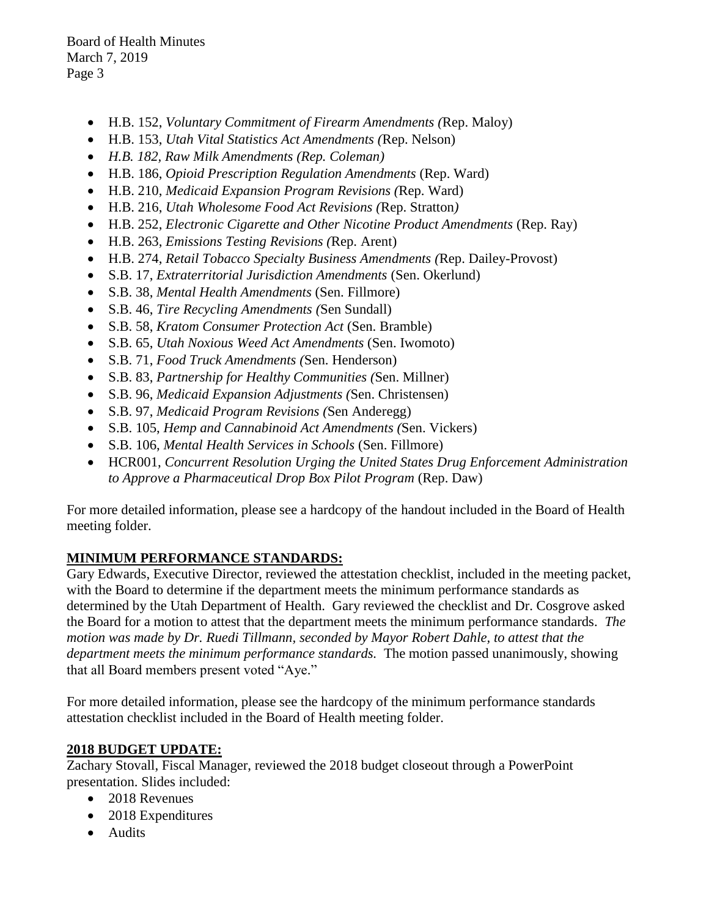- H.B. 152, *Voluntary Commitment of Firearm Amendments (*Rep. Maloy)
- H.B. 153, *Utah Vital Statistics Act Amendments (*Rep. Nelson)
- *H.B. 182, Raw Milk Amendments (Rep. Coleman)*
- H.B. 186, *Opioid Prescription Regulation Amendments* (Rep. Ward)
- H.B. 210, *Medicaid Expansion Program Revisions (*Rep. Ward)
- H.B. 216, *Utah Wholesome Food Act Revisions (*Rep. Stratton*)*
- H.B. 252, *Electronic Cigarette and Other Nicotine Product Amendments* (Rep. Ray)
- H.B. 263, *Emissions Testing Revisions (*Rep. Arent)
- H.B. 274, *Retail Tobacco Specialty Business Amendments (*Rep. Dailey-Provost)
- S.B. 17, *Extraterritorial Jurisdiction Amendments* (Sen. Okerlund)
- S.B. 38, *Mental Health Amendments* (Sen. Fillmore)
- S.B. 46, *Tire Recycling Amendments (*Sen Sundall)
- S.B. 58, *Kratom Consumer Protection Act* (Sen. Bramble)
- S.B. 65, *Utah Noxious Weed Act Amendments* (Sen. Iwomoto)
- S.B. 71, *Food Truck Amendments (*Sen. Henderson)
- S.B. 83, *Partnership for Healthy Communities (*Sen. Millner)
- S.B. 96, *Medicaid Expansion Adjustments (*Sen. Christensen)
- S.B. 97, *Medicaid Program Revisions (*Sen Anderegg)
- S.B. 105, *Hemp and Cannabinoid Act Amendments (*Sen. Vickers)
- S.B. 106, *Mental Health Services in Schools* (Sen. Fillmore)
- HCR001, *Concurrent Resolution Urging the United States Drug Enforcement Administration to Approve a Pharmaceutical Drop Box Pilot Program* (Rep. Daw)

For more detailed information, please see a hardcopy of the handout included in the Board of Health meeting folder.

## MINIMUM PERFORMANCE STANDARDS:

Gary Edwards, Executive Director, reviewed the attestation checklist, included in the meeting packet, with the Board to determine if the department meets the minimum performance standards as determined by the Utah Department of Health. Gary reviewed the checklist and Dr. Cosgrove asked the Board for a motion to attest that the department meets the minimum performance standards. *The motion was made by Dr. Ruedi Tillmann, seconded by Mayor Robert Dahle, to attest that the department meets the minimum performance standards.* The motion passed unanimously, showing that all Board members present voted "Aye."

For more detailed information, please see the hardcopy of the minimum performance standards attestation checklist included in the Board of Health meeting folder.

## 2018 BUDGET UPDATE:

Zachary Stovall, Fiscal Manager, reviewed the 2018 budget closeout through a PowerPoint presentation. Slides included:

- 2018 Revenues
- 2018 Expenditures
- Audits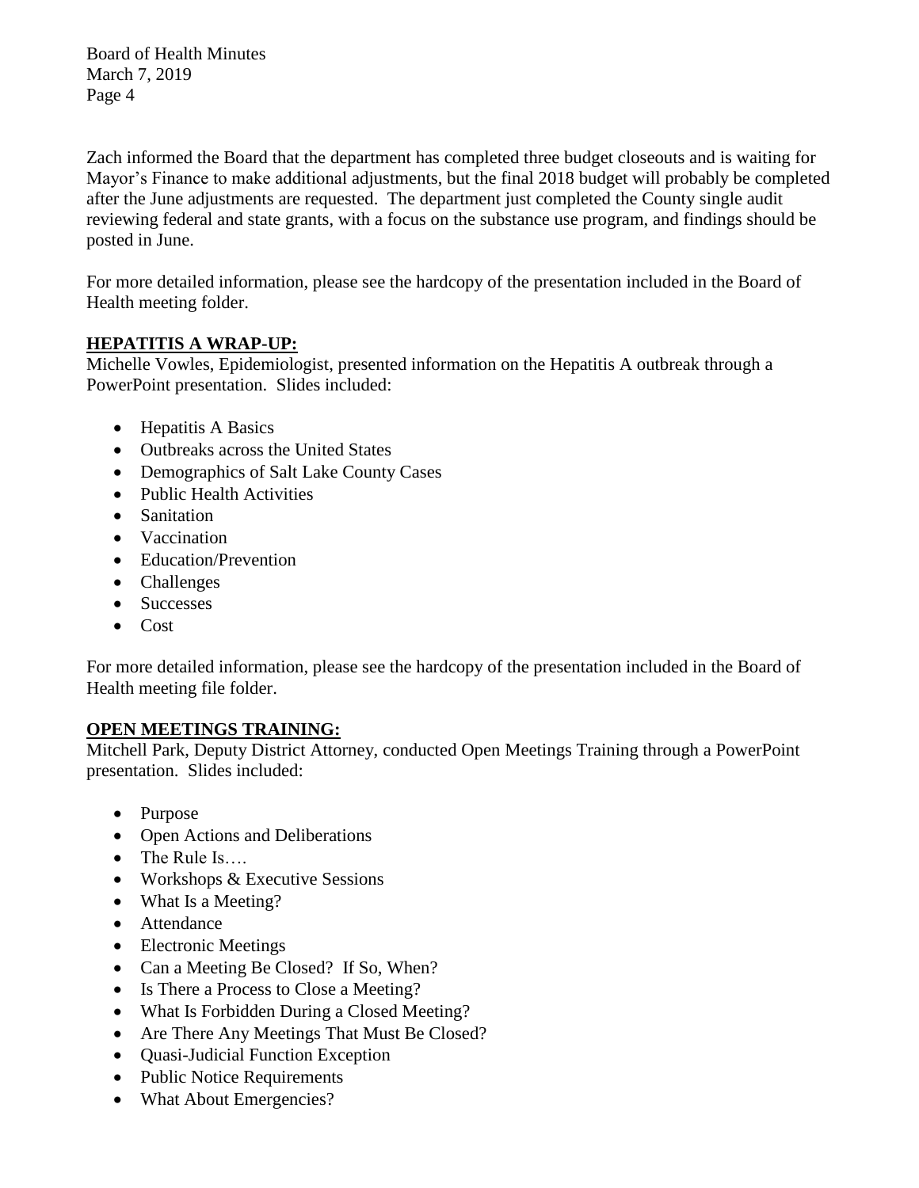Zach informed the Board that the department has completed three budget closeouts and is waiting for Mayor's Finance to make additional adjustments, but the final 2018 budget will probably be completed after the June adjustments are requested. The department just completed the County single audit reviewing federal and state grants, with a focus on the substance use program, and findings should be posted in June.

For more detailed information, please see the hardcopy of the presentation included in the Board of Health meeting folder.

## HEPATITIS A WRAP-UP:

Michelle Vowles, Epidemiologist, presented information on the Hepatitis A outbreak through a PowerPoint presentation. Slides included:

- Hepatitis A Basics
- Outbreaks across the United States
- Demographics of Salt Lake County Cases
- Public Health Activities
- Sanitation
- Vaccination
- Education/Prevention
- Challenges
- Successes
- Cost

For more detailed information, please see the hardcopy of the presentation included in the Board of Health meeting file folder.

## OPEN MEETINGS TRAINING:

Mitchell Park, Deputy District Attorney, conducted Open Meetings Training through a PowerPoint presentation. Slides included:

- Purpose
- Open Actions and Deliberations
- The Rule Is….
- Workshops & Executive Sessions
- What Is a Meeting?
- Attendance
- Electronic Meetings
- Can a Meeting Be Closed? If So, When?
- Is There a Process to Close a Meeting?
- What Is Forbidden During a Closed Meeting?
- Are There Any Meetings That Must Be Closed?
- Quasi-Judicial Function Exception
- Public Notice Requirements
- What About Emergencies?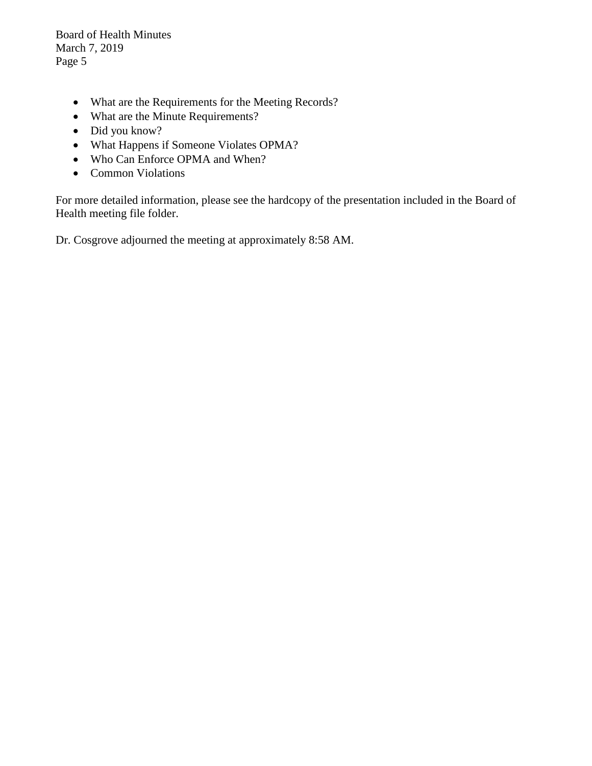- What are the Requirements for the Meeting Records?
- What are the Minute Requirements?
- Did you know?
- What Happens if Someone Violates OPMA?
- Who Can Enforce OPMA and When?
- Common Violations

For more detailed information, please see the hardcopy of the presentation included in the Board of Health meeting file folder.

Dr. Cosgrove adjourned the meeting at approximately 8:58 AM.